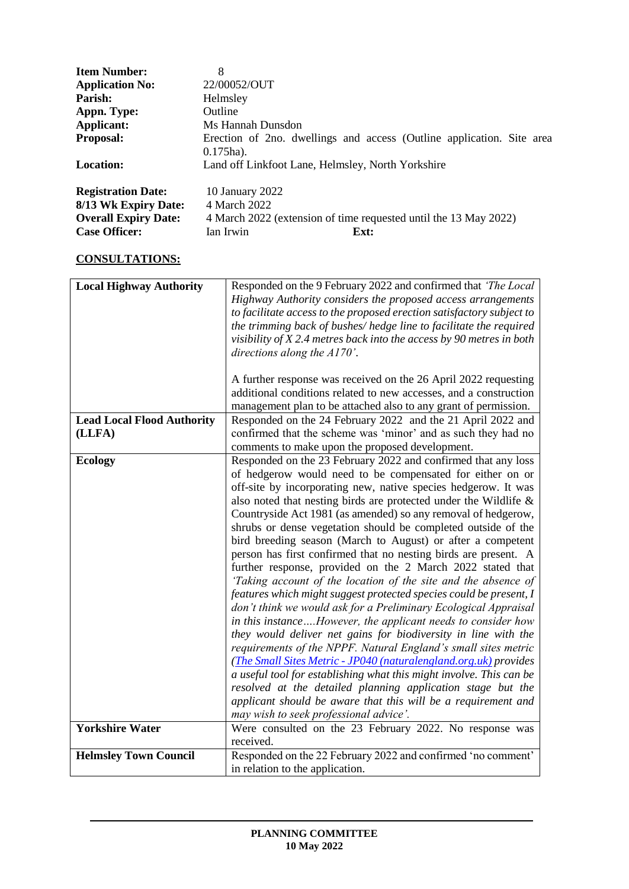| | |
|---|---|
| **Item Number:** | 8 |
| **Application No:** | 22/00052/OUT |
| **Parish:** | Helmsley |
| **Appn. Type:** | Outline |
| **Applicant:** | Ms Hannah Dunsdon |
| **Proposal:** | Erection of 2no. dwellings and access (Outline application. Site area 0.175ha). |
| **Location:** | Land off Linkfoot Lane, Helmsley, North Yorkshire |

| | | |
|---|---|---|
| **Registration Date:** | 10 January 2022 | |
| **8/13 Wk Expiry Date:** | 4 March 2022 | |
| **Overall Expiry Date:** | 4 March 2022 (extension of time requested until the 13 May 2022) | |
| **Case Officer:** | Ian Irwin | **Ext:** |

**CONSULTATIONS:**

| | |
|---|---|
| **Local Highway Authority** | Responded on the 9 February 2022 and confirmed that *'The Local Highway Authority considers the proposed access arrangements to facilitate access to the proposed erection satisfactory subject to the trimming back of bushes/ hedge line to facilitate the required visibility of X 2.4 metres back into the access by 90 metres in both directions along the A170'*.<br><br>A further response was received on the 26 April 2022 requesting additional conditions related to new accesses, and a construction management plan to be attached also to any grant of permission. |
| **Lead Local Flood Authority (LLFA)** | Responded on the 24 February 2022 and the 21 April 2022 and confirmed that the scheme was 'minor' and as such they had no comments to make upon the proposed development. |
| **Ecology** | Responded on the 23 February 2022 and confirmed that any loss of hedgerow would need to be compensated for either on or off-site by incorporating new, native species hedgerow. It was also noted that nesting birds are protected under the Wildlife & Countryside Act 1981 (as amended) so any removal of hedgerow, shrubs or dense vegetation should be completed outside of the bird breeding season (March to August) or after a competent person has first confirmed that no nesting birds are present. A further response, provided on the 2 March 2022 stated that *'Taking account of the location of the site and the absence of features which might suggest protected species could be present, I don't think we would ask for a Preliminary Ecological Appraisal in this instance….However, the applicant needs to consider how they would deliver net gains for biodiversity in line with the requirements of the NPPF. Natural England's small sites metric (The Small Sites Metric - JP040 (naturalengland.org.uk) provides a useful tool for establishing what this might involve. This can be resolved at the detailed planning application stage but the applicant should be aware that this will be a requirement and may wish to seek professional advice'.* |
| **Yorkshire Water** | Were consulted on the 23 February 2022. No response was received. |
| **Helmsley Town Council** | Responded on the 22 February 2022 and confirmed 'no comment' in relation to the application. |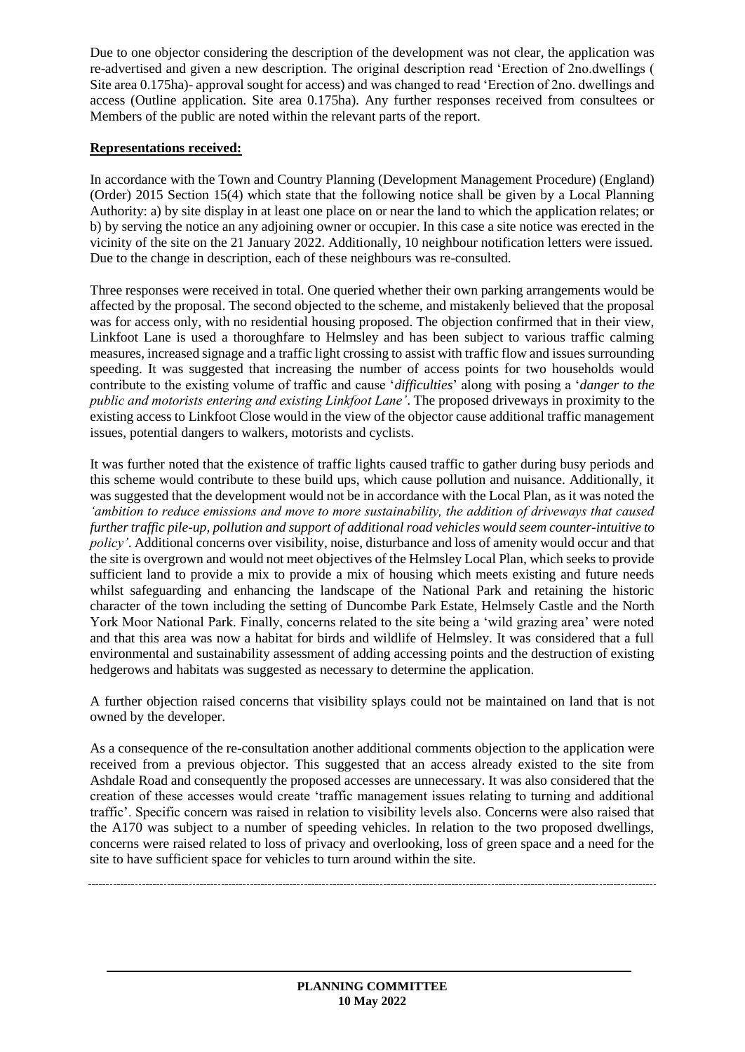Due to one objector considering the description of the development was not clear, the application was re-advertised and given a new description. The original description read 'Erection of 2no.dwellings ( Site area 0.175ha)- approval sought for access) and was changed to read 'Erection of 2no. dwellings and access (Outline application. Site area 0.175ha). Any further responses received from consultees or Members of the public are noted within the relevant parts of the report.

**Representations received:**

In accordance with the Town and Country Planning (Development Management Procedure) (England) (Order) 2015 Section 15(4) which state that the following notice shall be given by a Local Planning Authority: a) by site display in at least one place on or near the land to which the application relates; or b) by serving the notice an any adjoining owner or occupier. In this case a site notice was erected in the vicinity of the site on the 21 January 2022. Additionally, 10 neighbour notification letters were issued. Due to the change in description, each of these neighbours was re-consulted.

Three responses were received in total. One queried whether their own parking arrangements would be affected by the proposal. The second objected to the scheme, and mistakenly believed that the proposal was for access only, with no residential housing proposed. The objection confirmed that in their view, Linkfoot Lane is used a thoroughfare to Helmsley and has been subject to various traffic calming measures, increased signage and a traffic light crossing to assist with traffic flow and issues surrounding speeding. It was suggested that increasing the number of access points for two households would contribute to the existing volume of traffic and cause '*difficulties*' along with posing a '*danger to the public and motorists entering and existing Linkfoot Lane'*. The proposed driveways in proximity to the existing access to Linkfoot Close would in the view of the objector cause additional traffic management issues, potential dangers to walkers, motorists and cyclists.

It was further noted that the existence of traffic lights caused traffic to gather during busy periods and this scheme would contribute to these build ups, which cause pollution and nuisance. Additionally, it was suggested that the development would not be in accordance with the Local Plan, as it was noted the *'ambition to reduce emissions and move to more sustainability, the addition of driveways that caused further traffic pile-up, pollution and support of additional road vehicles would seem counter-intuitive to policy'*. Additional concerns over visibility, noise, disturbance and loss of amenity would occur and that the site is overgrown and would not meet objectives of the Helmsley Local Plan, which seeks to provide sufficient land to provide a mix to provide a mix of housing which meets existing and future needs whilst safeguarding and enhancing the landscape of the National Park and retaining the historic character of the town including the setting of Duncombe Park Estate, Helmsely Castle and the North York Moor National Park. Finally, concerns related to the site being a 'wild grazing area' were noted and that this area was now a habitat for birds and wildlife of Helmsley. It was considered that a full environmental and sustainability assessment of adding accessing points and the destruction of existing hedgerows and habitats was suggested as necessary to determine the application.

A further objection raised concerns that visibility splays could not be maintained on land that is not owned by the developer.

As a consequence of the re-consultation another additional comments objection to the application were received from a previous objector. This suggested that an access already existed to the site from Ashdale Road and consequently the proposed accesses are unnecessary. It was also considered that the creation of these accesses would create 'traffic management issues relating to turning and additional traffic'. Specific concern was raised in relation to visibility levels also. Concerns were also raised that the A170 was subject to a number of speeding vehicles. In relation to the two proposed dwellings, concerns were raised related to loss of privacy and overlooking, loss of green space and a need for the site to have sufficient space for vehicles to turn around within the site.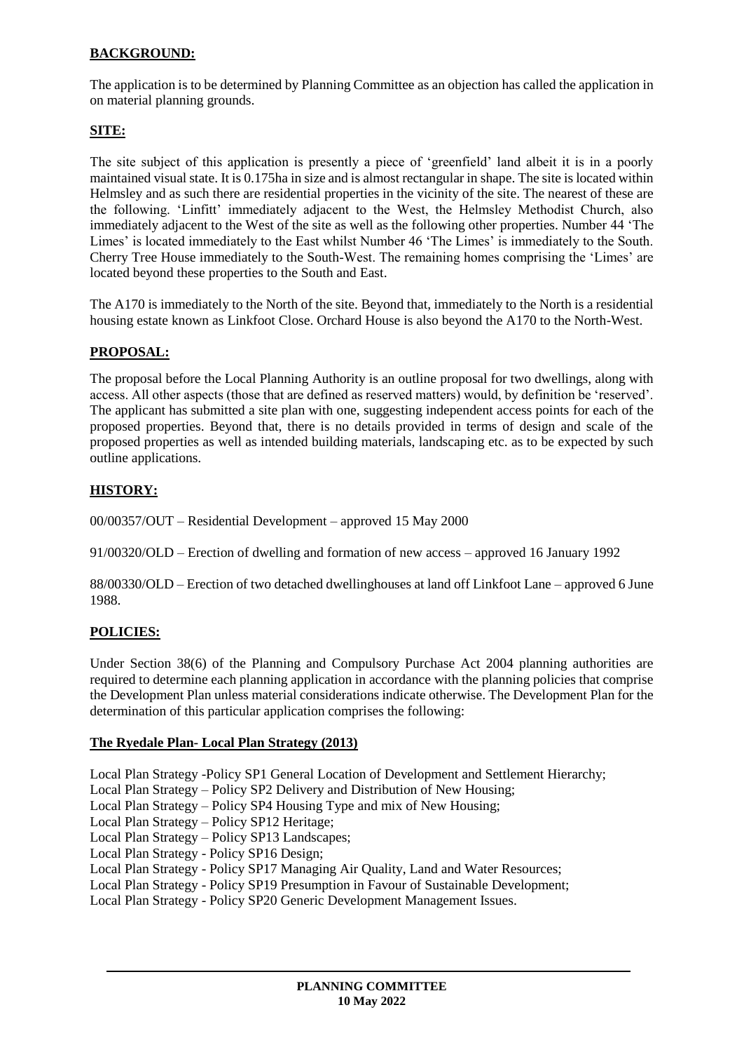**BACKGROUND:**

The application is to be determined by Planning Committee as an objection has called the application in on material planning grounds.

**SITE:**

The site subject of this application is presently a piece of 'greenfield' land albeit it is in a poorly maintained visual state. It is 0.175ha in size and is almost rectangular in shape. The site is located within Helmsley and as such there are residential properties in the vicinity of the site. The nearest of these are the following. 'Linfitt' immediately adjacent to the West, the Helmsley Methodist Church, also immediately adjacent to the West of the site as well as the following other properties. Number 44 'The Limes' is located immediately to the East whilst Number 46 'The Limes' is immediately to the South. Cherry Tree House immediately to the South-West. The remaining homes comprising the 'Limes' are located beyond these properties to the South and East.

The A170 is immediately to the North of the site. Beyond that, immediately to the North is a residential housing estate known as Linkfoot Close. Orchard House is also beyond the A170 to the North-West.

**PROPOSAL:**

The proposal before the Local Planning Authority is an outline proposal for two dwellings, along with access. All other aspects (those that are defined as reserved matters) would, by definition be 'reserved'. The applicant has submitted a site plan with one, suggesting independent access points for each of the proposed properties. Beyond that, there is no details provided in terms of design and scale of the proposed properties as well as intended building materials, landscaping etc. as to be expected by such outline applications.

**HISTORY:**

00/00357/OUT – Residential Development – approved 15 May 2000

91/00320/OLD – Erection of dwelling and formation of new access – approved 16 January 1992

88/00330/OLD – Erection of two detached dwellinghouses at land off Linkfoot Lane – approved 6 June 1988.

**POLICIES:**

Under Section 38(6) of the Planning and Compulsory Purchase Act 2004 planning authorities are required to determine each planning application in accordance with the planning policies that comprise the Development Plan unless material considerations indicate otherwise. The Development Plan for the determination of this particular application comprises the following:

**The Ryedale Plan- Local Plan Strategy (2013)**

Local Plan Strategy -Policy SP1 General Location of Development and Settlement Hierarchy;
Local Plan Strategy – Policy SP2 Delivery and Distribution of New Housing;
Local Plan Strategy – Policy SP4 Housing Type and mix of New Housing;
Local Plan Strategy – Policy SP12 Heritage;
Local Plan Strategy – Policy SP13 Landscapes;
Local Plan Strategy - Policy SP16 Design;
Local Plan Strategy - Policy SP17 Managing Air Quality, Land and Water Resources;
Local Plan Strategy - Policy SP19 Presumption in Favour of Sustainable Development;
Local Plan Strategy - Policy SP20 Generic Development Management Issues.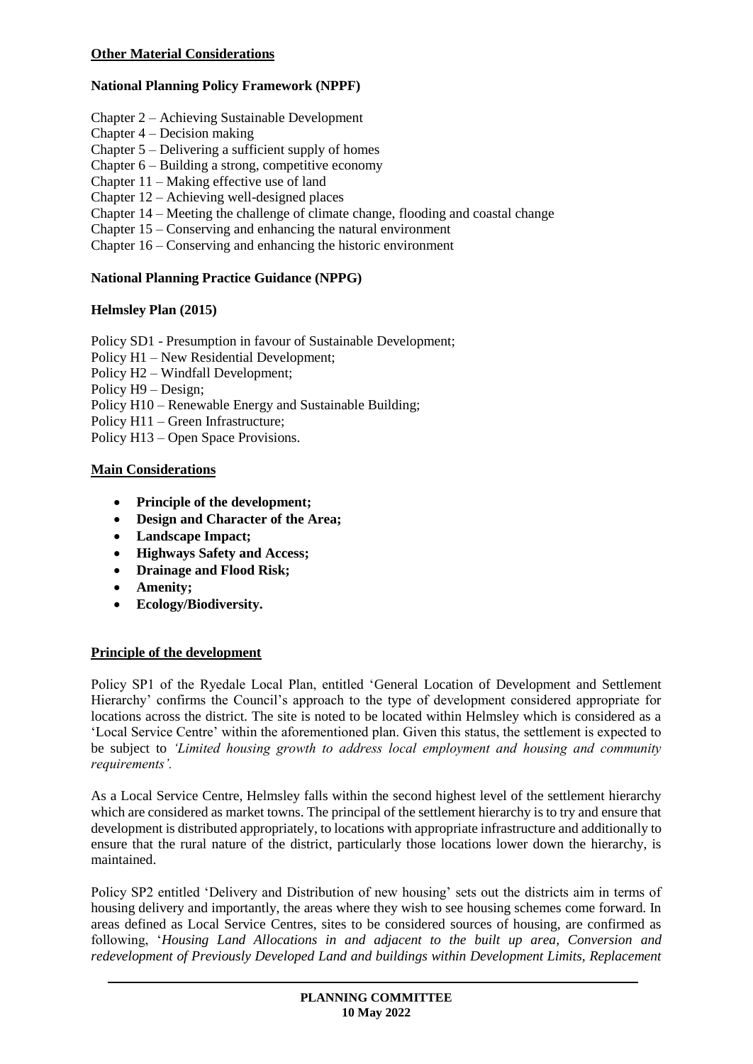**Other Material Considerations**

**National Planning Policy Framework (NPPF)**

Chapter 2 – Achieving Sustainable Development
Chapter 4 – Decision making
Chapter 5 – Delivering a sufficient supply of homes
Chapter 6 – Building a strong, competitive economy
Chapter 11 – Making effective use of land
Chapter 12 – Achieving well-designed places
Chapter 14 – Meeting the challenge of climate change, flooding and coastal change
Chapter 15 – Conserving and enhancing the natural environment
Chapter 16 – Conserving and enhancing the historic environment

**National Planning Practice Guidance (NPPG)**

**Helmsley Plan (2015)**

Policy SD1 - Presumption in favour of Sustainable Development;
Policy H1 – New Residential Development;
Policy H2 – Windfall Development;
Policy H9 – Design;
Policy H10 – Renewable Energy and Sustainable Building;
Policy H11 – Green Infrastructure;
Policy H13 – Open Space Provisions.

**Main Considerations**

- **Principle of the development;**
- **Design and Character of the Area;**
- **Landscape Impact;**
- **Highways Safety and Access;**
- **Drainage and Flood Risk;**
- **Amenity;**
- **Ecology/Biodiversity.**

**Principle of the development**

Policy SP1 of the Ryedale Local Plan, entitled 'General Location of Development and Settlement Hierarchy' confirms the Council's approach to the type of development considered appropriate for locations across the district. The site is noted to be located within Helmsley which is considered as a 'Local Service Centre' within the aforementioned plan. Given this status, the settlement is expected to be subject to *'Limited housing growth to address local employment and housing and community requirements'.*

As a Local Service Centre, Helmsley falls within the second highest level of the settlement hierarchy which are considered as market towns. The principal of the settlement hierarchy is to try and ensure that development is distributed appropriately, to locations with appropriate infrastructure and additionally to ensure that the rural nature of the district, particularly those locations lower down the hierarchy, is maintained.

Policy SP2 entitled 'Delivery and Distribution of new housing' sets out the districts aim in terms of housing delivery and importantly, the areas where they wish to see housing schemes come forward. In areas defined as Local Service Centres, sites to be considered sources of housing, are confirmed as following, '*Housing Land Allocations in and adjacent to the built up area, Conversion and redevelopment of Previously Developed Land and buildings within Development Limits, Replacement*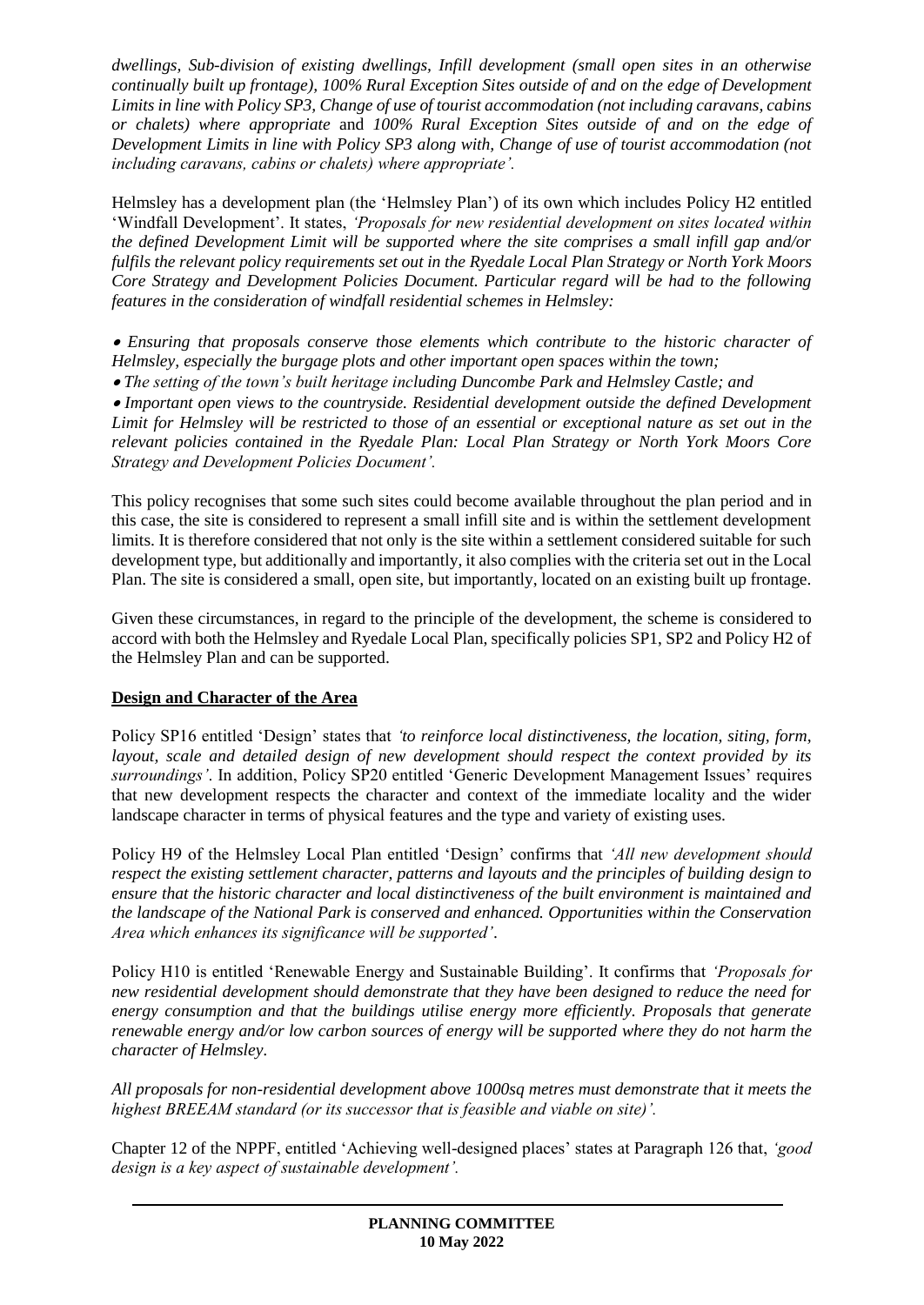*dwellings, Sub-division of existing dwellings, Infill development (small open sites in an otherwise continually built up frontage), 100% Rural Exception Sites outside of and on the edge of Development Limits in line with Policy SP3, Change of use of tourist accommodation (not including caravans, cabins or chalets) where appropriate* and *100% Rural Exception Sites outside of and on the edge of Development Limits in line with Policy SP3 along with, Change of use of tourist accommodation (not including caravans, cabins or chalets) where appropriate'.*

Helmsley has a development plan (the 'Helmsley Plan') of its own which includes Policy H2 entitled 'Windfall Development'. It states, *'Proposals for new residential development on sites located within the defined Development Limit will be supported where the site comprises a small infill gap and/or fulfils the relevant policy requirements set out in the Ryedale Local Plan Strategy or North York Moors Core Strategy and Development Policies Document. Particular regard will be had to the following features in the consideration of windfall residential schemes in Helmsley:*

- *Ensuring that proposals conserve those elements which contribute to the historic character of Helmsley, especially the burgage plots and other important open spaces within the town;*
- *The setting of the town's built heritage including Duncombe Park and Helmsley Castle; and*
- *Important open views to the countryside. Residential development outside the defined Development Limit for Helmsley will be restricted to those of an essential or exceptional nature as set out in the relevant policies contained in the Ryedale Plan: Local Plan Strategy or North York Moors Core Strategy and Development Policies Document'.*

This policy recognises that some such sites could become available throughout the plan period and in this case, the site is considered to represent a small infill site and is within the settlement development limits. It is therefore considered that not only is the site within a settlement considered suitable for such development type, but additionally and importantly, it also complies with the criteria set out in the Local Plan. The site is considered a small, open site, but importantly, located on an existing built up frontage.

Given these circumstances, in regard to the principle of the development, the scheme is considered to accord with both the Helmsley and Ryedale Local Plan, specifically policies SP1, SP2 and Policy H2 of the Helmsley Plan and can be supported.

**Design and Character of the Area**

Policy SP16 entitled 'Design' states that *'to reinforce local distinctiveness, the location, siting, form, layout, scale and detailed design of new development should respect the context provided by its surroundings'*. In addition, Policy SP20 entitled 'Generic Development Management Issues' requires that new development respects the character and context of the immediate locality and the wider landscape character in terms of physical features and the type and variety of existing uses.

Policy H9 of the Helmsley Local Plan entitled 'Design' confirms that *'All new development should respect the existing settlement character, patterns and layouts and the principles of building design to ensure that the historic character and local distinctiveness of the built environment is maintained and the landscape of the National Park is conserved and enhanced. Opportunities within the Conservation Area which enhances its significance will be supported'*.

Policy H10 is entitled 'Renewable Energy and Sustainable Building'. It confirms that *'Proposals for new residential development should demonstrate that they have been designed to reduce the need for energy consumption and that the buildings utilise energy more efficiently. Proposals that generate renewable energy and/or low carbon sources of energy will be supported where they do not harm the character of Helmsley.*

*All proposals for non-residential development above 1000sq metres must demonstrate that it meets the highest BREEAM standard (or its successor that is feasible and viable on site)'.*

Chapter 12 of the NPPF, entitled 'Achieving well-designed places' states at Paragraph 126 that, *'good design is a key aspect of sustainable development'.*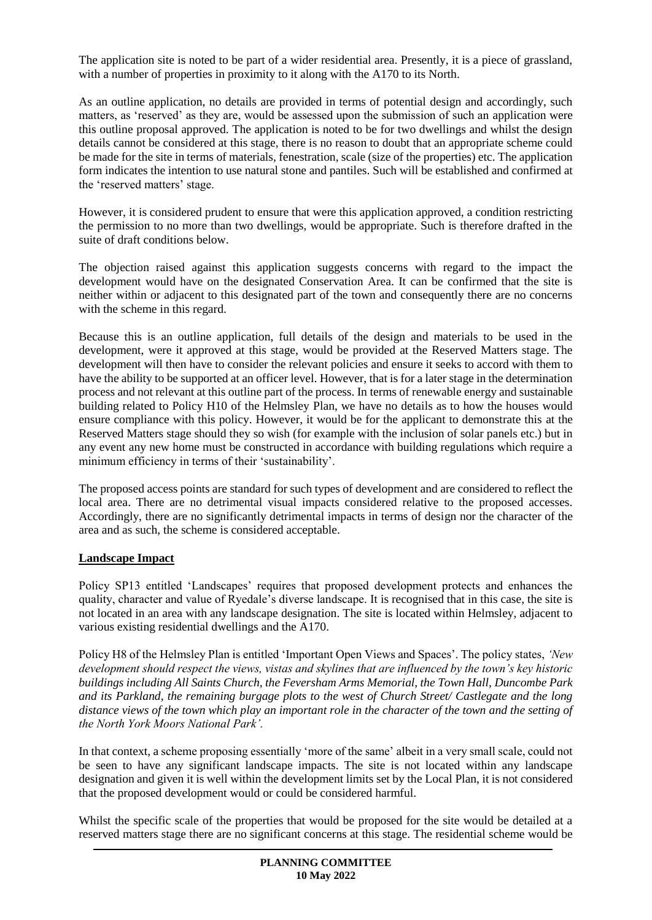The application site is noted to be part of a wider residential area. Presently, it is a piece of grassland, with a number of properties in proximity to it along with the A170 to its North.

As an outline application, no details are provided in terms of potential design and accordingly, such matters, as 'reserved' as they are, would be assessed upon the submission of such an application were this outline proposal approved. The application is noted to be for two dwellings and whilst the design details cannot be considered at this stage, there is no reason to doubt that an appropriate scheme could be made for the site in terms of materials, fenestration, scale (size of the properties) etc. The application form indicates the intention to use natural stone and pantiles. Such will be established and confirmed at the 'reserved matters' stage.

However, it is considered prudent to ensure that were this application approved, a condition restricting the permission to no more than two dwellings, would be appropriate. Such is therefore drafted in the suite of draft conditions below.

The objection raised against this application suggests concerns with regard to the impact the development would have on the designated Conservation Area. It can be confirmed that the site is neither within or adjacent to this designated part of the town and consequently there are no concerns with the scheme in this regard.

Because this is an outline application, full details of the design and materials to be used in the development, were it approved at this stage, would be provided at the Reserved Matters stage. The development will then have to consider the relevant policies and ensure it seeks to accord with them to have the ability to be supported at an officer level. However, that is for a later stage in the determination process and not relevant at this outline part of the process. In terms of renewable energy and sustainable building related to Policy H10 of the Helmsley Plan, we have no details as to how the houses would ensure compliance with this policy. However, it would be for the applicant to demonstrate this at the Reserved Matters stage should they so wish (for example with the inclusion of solar panels etc.) but in any event any new home must be constructed in accordance with building regulations which require a minimum efficiency in terms of their 'sustainability'.

The proposed access points are standard for such types of development and are considered to reflect the local area. There are no detrimental visual impacts considered relative to the proposed accesses. Accordingly, there are no significantly detrimental impacts in terms of design nor the character of the area and as such, the scheme is considered acceptable.

**Landscape Impact**

Policy SP13 entitled 'Landscapes' requires that proposed development protects and enhances the quality, character and value of Ryedale's diverse landscape. It is recognised that in this case, the site is not located in an area with any landscape designation. The site is located within Helmsley, adjacent to various existing residential dwellings and the A170.

Policy H8 of the Helmsley Plan is entitled 'Important Open Views and Spaces'. The policy states, *'New development should respect the views, vistas and skylines that are influenced by the town's key historic buildings including All Saints Church, the Feversham Arms Memorial, the Town Hall, Duncombe Park and its Parkland, the remaining burgage plots to the west of Church Street/ Castlegate and the long distance views of the town which play an important role in the character of the town and the setting of the North York Moors National Park'.*

In that context, a scheme proposing essentially 'more of the same' albeit in a very small scale, could not be seen to have any significant landscape impacts. The site is not located within any landscape designation and given it is well within the development limits set by the Local Plan, it is not considered that the proposed development would or could be considered harmful.

Whilst the specific scale of the properties that would be proposed for the site would be detailed at a reserved matters stage there are no significant concerns at this stage. The residential scheme would be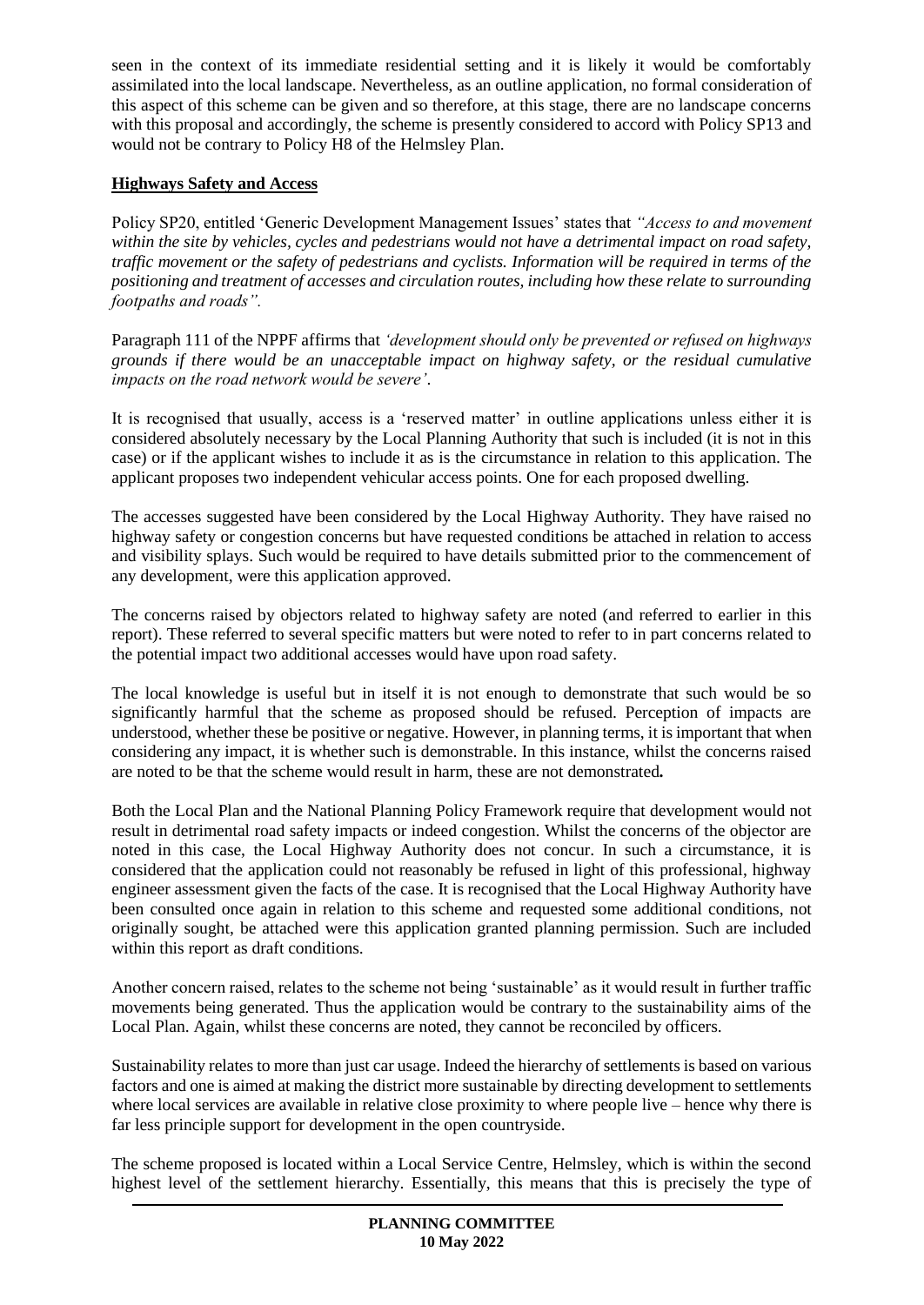seen in the context of its immediate residential setting and it is likely it would be comfortably assimilated into the local landscape. Nevertheless, as an outline application, no formal consideration of this aspect of this scheme can be given and so therefore, at this stage, there are no landscape concerns with this proposal and accordingly, the scheme is presently considered to accord with Policy SP13 and would not be contrary to Policy H8 of the Helmsley Plan.

**Highways Safety and Access**

Policy SP20, entitled 'Generic Development Management Issues' states that *"Access to and movement within the site by vehicles, cycles and pedestrians would not have a detrimental impact on road safety, traffic movement or the safety of pedestrians and cyclists. Information will be required in terms of the positioning and treatment of accesses and circulation routes, including how these relate to surrounding footpaths and roads".*

Paragraph 111 of the NPPF affirms that *'development should only be prevented or refused on highways grounds if there would be an unacceptable impact on highway safety, or the residual cumulative impacts on the road network would be severe'*.

It is recognised that usually, access is a 'reserved matter' in outline applications unless either it is considered absolutely necessary by the Local Planning Authority that such is included (it is not in this case) or if the applicant wishes to include it as is the circumstance in relation to this application. The applicant proposes two independent vehicular access points. One for each proposed dwelling.

The accesses suggested have been considered by the Local Highway Authority. They have raised no highway safety or congestion concerns but have requested conditions be attached in relation to access and visibility splays. Such would be required to have details submitted prior to the commencement of any development, were this application approved.

The concerns raised by objectors related to highway safety are noted (and referred to earlier in this report). These referred to several specific matters but were noted to refer to in part concerns related to the potential impact two additional accesses would have upon road safety.

The local knowledge is useful but in itself it is not enough to demonstrate that such would be so significantly harmful that the scheme as proposed should be refused. Perception of impacts are understood, whether these be positive or negative. However, in planning terms, it is important that when considering any impact, it is whether such is demonstrable. In this instance, whilst the concerns raised are noted to be that the scheme would result in harm, these are not demonstrated**.**

Both the Local Plan and the National Planning Policy Framework require that development would not result in detrimental road safety impacts or indeed congestion. Whilst the concerns of the objector are noted in this case, the Local Highway Authority does not concur. In such a circumstance, it is considered that the application could not reasonably be refused in light of this professional, highway engineer assessment given the facts of the case. It is recognised that the Local Highway Authority have been consulted once again in relation to this scheme and requested some additional conditions, not originally sought, be attached were this application granted planning permission. Such are included within this report as draft conditions.

Another concern raised, relates to the scheme not being 'sustainable' as it would result in further traffic movements being generated. Thus the application would be contrary to the sustainability aims of the Local Plan. Again, whilst these concerns are noted, they cannot be reconciled by officers.

Sustainability relates to more than just car usage. Indeed the hierarchy of settlements is based on various factors and one is aimed at making the district more sustainable by directing development to settlements where local services are available in relative close proximity to where people live – hence why there is far less principle support for development in the open countryside.

The scheme proposed is located within a Local Service Centre, Helmsley, which is within the second highest level of the settlement hierarchy. Essentially, this means that this is precisely the type of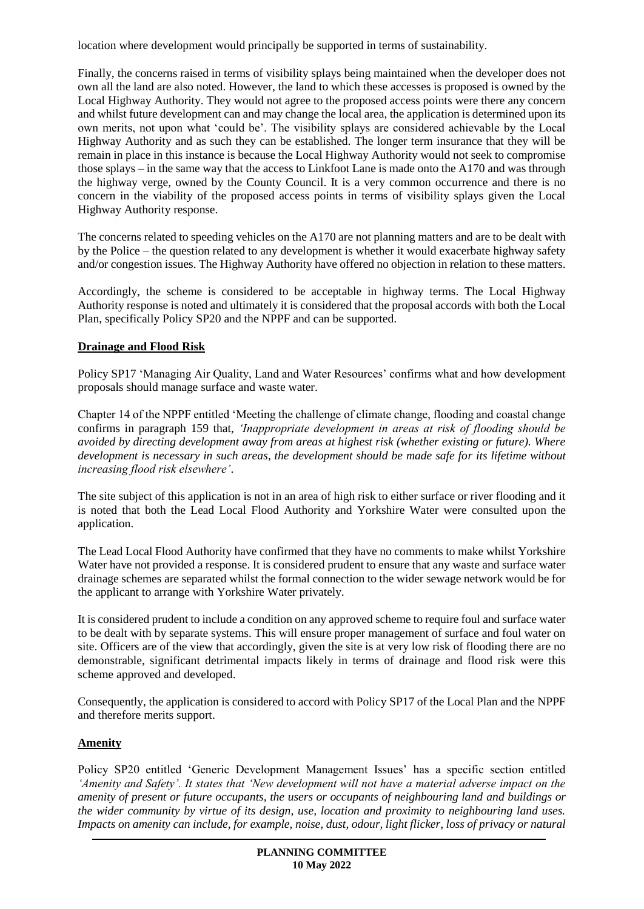location where development would principally be supported in terms of sustainability.

Finally, the concerns raised in terms of visibility splays being maintained when the developer does not own all the land are also noted. However, the land to which these accesses is proposed is owned by the Local Highway Authority. They would not agree to the proposed access points were there any concern and whilst future development can and may change the local area, the application is determined upon its own merits, not upon what 'could be'. The visibility splays are considered achievable by the Local Highway Authority and as such they can be established. The longer term insurance that they will be remain in place in this instance is because the Local Highway Authority would not seek to compromise those splays – in the same way that the access to Linkfoot Lane is made onto the A170 and was through the highway verge, owned by the County Council. It is a very common occurrence and there is no concern in the viability of the proposed access points in terms of visibility splays given the Local Highway Authority response.

The concerns related to speeding vehicles on the A170 are not planning matters and are to be dealt with by the Police – the question related to any development is whether it would exacerbate highway safety and/or congestion issues. The Highway Authority have offered no objection in relation to these matters.

Accordingly, the scheme is considered to be acceptable in highway terms. The Local Highway Authority response is noted and ultimately it is considered that the proposal accords with both the Local Plan, specifically Policy SP20 and the NPPF and can be supported.

**Drainage and Flood Risk**

Policy SP17 'Managing Air Quality, Land and Water Resources' confirms what and how development proposals should manage surface and waste water.

Chapter 14 of the NPPF entitled 'Meeting the challenge of climate change, flooding and coastal change confirms in paragraph 159 that, *'Inappropriate development in areas at risk of flooding should be avoided by directing development away from areas at highest risk (whether existing or future). Where development is necessary in such areas, the development should be made safe for its lifetime without increasing flood risk elsewhere'*.

The site subject of this application is not in an area of high risk to either surface or river flooding and it is noted that both the Lead Local Flood Authority and Yorkshire Water were consulted upon the application.

The Lead Local Flood Authority have confirmed that they have no comments to make whilst Yorkshire Water have not provided a response. It is considered prudent to ensure that any waste and surface water drainage schemes are separated whilst the formal connection to the wider sewage network would be for the applicant to arrange with Yorkshire Water privately.

It is considered prudent to include a condition on any approved scheme to require foul and surface water to be dealt with by separate systems. This will ensure proper management of surface and foul water on site. Officers are of the view that accordingly, given the site is at very low risk of flooding there are no demonstrable, significant detrimental impacts likely in terms of drainage and flood risk were this scheme approved and developed.

Consequently, the application is considered to accord with Policy SP17 of the Local Plan and the NPPF and therefore merits support.

**Amenity**

Policy SP20 entitled 'Generic Development Management Issues' has a specific section entitled *'Amenity and Safety'. It states that 'New development will not have a material adverse impact on the amenity of present or future occupants, the users or occupants of neighbouring land and buildings or the wider community by virtue of its design, use, location and proximity to neighbouring land uses. Impacts on amenity can include, for example, noise, dust, odour, light flicker, loss of privacy or natural*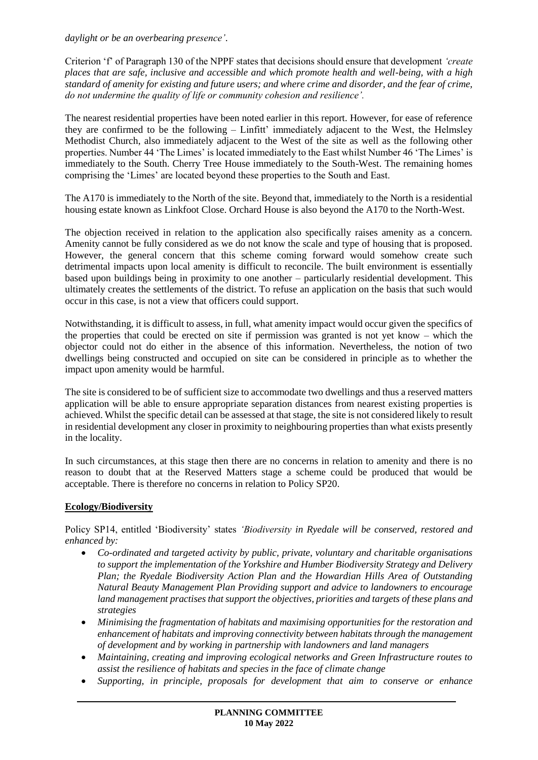*daylight or be an overbearing presence'.*

Criterion 'f' of Paragraph 130 of the NPPF states that decisions should ensure that development *'create places that are safe, inclusive and accessible and which promote health and well-being, with a high standard of amenity for existing and future users; and where crime and disorder, and the fear of crime, do not undermine the quality of life or community cohesion and resilience'.*

The nearest residential properties have been noted earlier in this report. However, for ease of reference they are confirmed to be the following – Linfitt' immediately adjacent to the West, the Helmsley Methodist Church, also immediately adjacent to the West of the site as well as the following other properties. Number 44 'The Limes' is located immediately to the East whilst Number 46 'The Limes' is immediately to the South. Cherry Tree House immediately to the South-West. The remaining homes comprising the 'Limes' are located beyond these properties to the South and East.

The A170 is immediately to the North of the site. Beyond that, immediately to the North is a residential housing estate known as Linkfoot Close. Orchard House is also beyond the A170 to the North-West.

The objection received in relation to the application also specifically raises amenity as a concern. Amenity cannot be fully considered as we do not know the scale and type of housing that is proposed. However, the general concern that this scheme coming forward would somehow create such detrimental impacts upon local amenity is difficult to reconcile. The built environment is essentially based upon buildings being in proximity to one another – particularly residential development. This ultimately creates the settlements of the district. To refuse an application on the basis that such would occur in this case, is not a view that officers could support.

Notwithstanding, it is difficult to assess, in full, what amenity impact would occur given the specifics of the properties that could be erected on site if permission was granted is not yet know – which the objector could not do either in the absence of this information. Nevertheless, the notion of two dwellings being constructed and occupied on site can be considered in principle as to whether the impact upon amenity would be harmful.

The site is considered to be of sufficient size to accommodate two dwellings and thus a reserved matters application will be able to ensure appropriate separation distances from nearest existing properties is achieved. Whilst the specific detail can be assessed at that stage, the site is not considered likely to result in residential development any closer in proximity to neighbouring properties than what exists presently in the locality.

In such circumstances, at this stage then there are no concerns in relation to amenity and there is no reason to doubt that at the Reserved Matters stage a scheme could be produced that would be acceptable. There is therefore no concerns in relation to Policy SP20.

**Ecology/Biodiversity**

Policy SP14, entitled 'Biodiversity' states *'Biodiversity in Ryedale will be conserved, restored and enhanced by:*

- *Co-ordinated and targeted activity by public, private, voluntary and charitable organisations to support the implementation of the Yorkshire and Humber Biodiversity Strategy and Delivery Plan; the Ryedale Biodiversity Action Plan and the Howardian Hills Area of Outstanding Natural Beauty Management Plan Providing support and advice to landowners to encourage land management practises that support the objectives, priorities and targets of these plans and strategies*
- *Minimising the fragmentation of habitats and maximising opportunities for the restoration and enhancement of habitats and improving connectivity between habitats through the management of development and by working in partnership with landowners and land managers*
- *Maintaining, creating and improving ecological networks and Green Infrastructure routes to assist the resilience of habitats and species in the face of climate change*
- *Supporting, in principle, proposals for development that aim to conserve or enhance*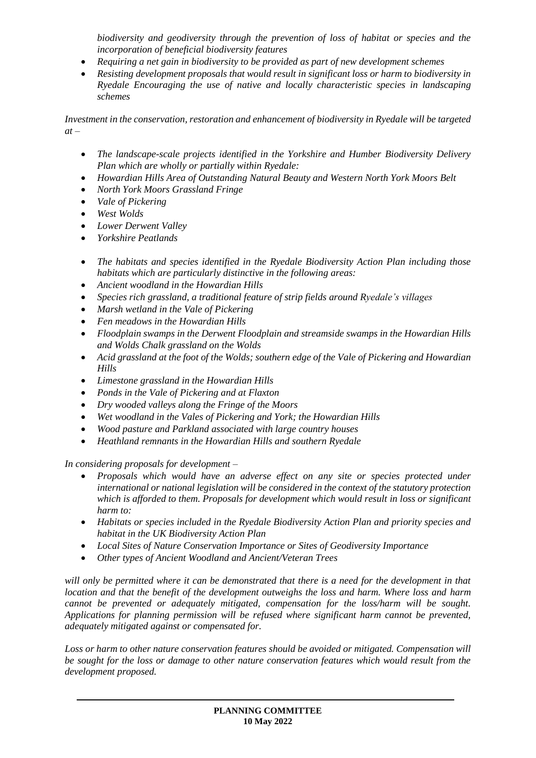*biodiversity and geodiversity through the prevention of loss of habitat or species and the incorporation of beneficial biodiversity features*

- *Requiring a net gain in biodiversity to be provided as part of new development schemes*
- *Resisting development proposals that would result in significant loss or harm to biodiversity in Ryedale Encouraging the use of native and locally characteristic species in landscaping schemes*

*Investment in the conservation, restoration and enhancement of biodiversity in Ryedale will be targeted at –*

- *The landscape-scale projects identified in the Yorkshire and Humber Biodiversity Delivery Plan which are wholly or partially within Ryedale:*
- *Howardian Hills Area of Outstanding Natural Beauty and Western North York Moors Belt*
- *North York Moors Grassland Fringe*
- *Vale of Pickering*
- *West Wolds*
- *Lower Derwent Valley*
- *Yorkshire Peatlands*

- *The habitats and species identified in the Ryedale Biodiversity Action Plan including those habitats which are particularly distinctive in the following areas:*
- *Ancient woodland in the Howardian Hills*
- *Species rich grassland, a traditional feature of strip fields around Ryedale's villages*
- *Marsh wetland in the Vale of Pickering*
- *Fen meadows in the Howardian Hills*
- *Floodplain swamps in the Derwent Floodplain and streamside swamps in the Howardian Hills and Wolds Chalk grassland on the Wolds*
- *Acid grassland at the foot of the Wolds; southern edge of the Vale of Pickering and Howardian Hills*
- *Limestone grassland in the Howardian Hills*
- *Ponds in the Vale of Pickering and at Flaxton*
- *Dry wooded valleys along the Fringe of the Moors*
- *Wet woodland in the Vales of Pickering and York; the Howardian Hills*
- *Wood pasture and Parkland associated with large country houses*
- *Heathland remnants in the Howardian Hills and southern Ryedale*

*In considering proposals for development –*

- *Proposals which would have an adverse effect on any site or species protected under international or national legislation will be considered in the context of the statutory protection which is afforded to them. Proposals for development which would result in loss or significant harm to:*
- *Habitats or species included in the Ryedale Biodiversity Action Plan and priority species and habitat in the UK Biodiversity Action Plan*
- *Local Sites of Nature Conservation Importance or Sites of Geodiversity Importance*
- *Other types of Ancient Woodland and Ancient/Veteran Trees*

*will only be permitted where it can be demonstrated that there is a need for the development in that location and that the benefit of the development outweighs the loss and harm. Where loss and harm cannot be prevented or adequately mitigated, compensation for the loss/harm will be sought. Applications for planning permission will be refused where significant harm cannot be prevented, adequately mitigated against or compensated for.*

*Loss or harm to other nature conservation features should be avoided or mitigated. Compensation will be sought for the loss or damage to other nature conservation features which would result from the development proposed.*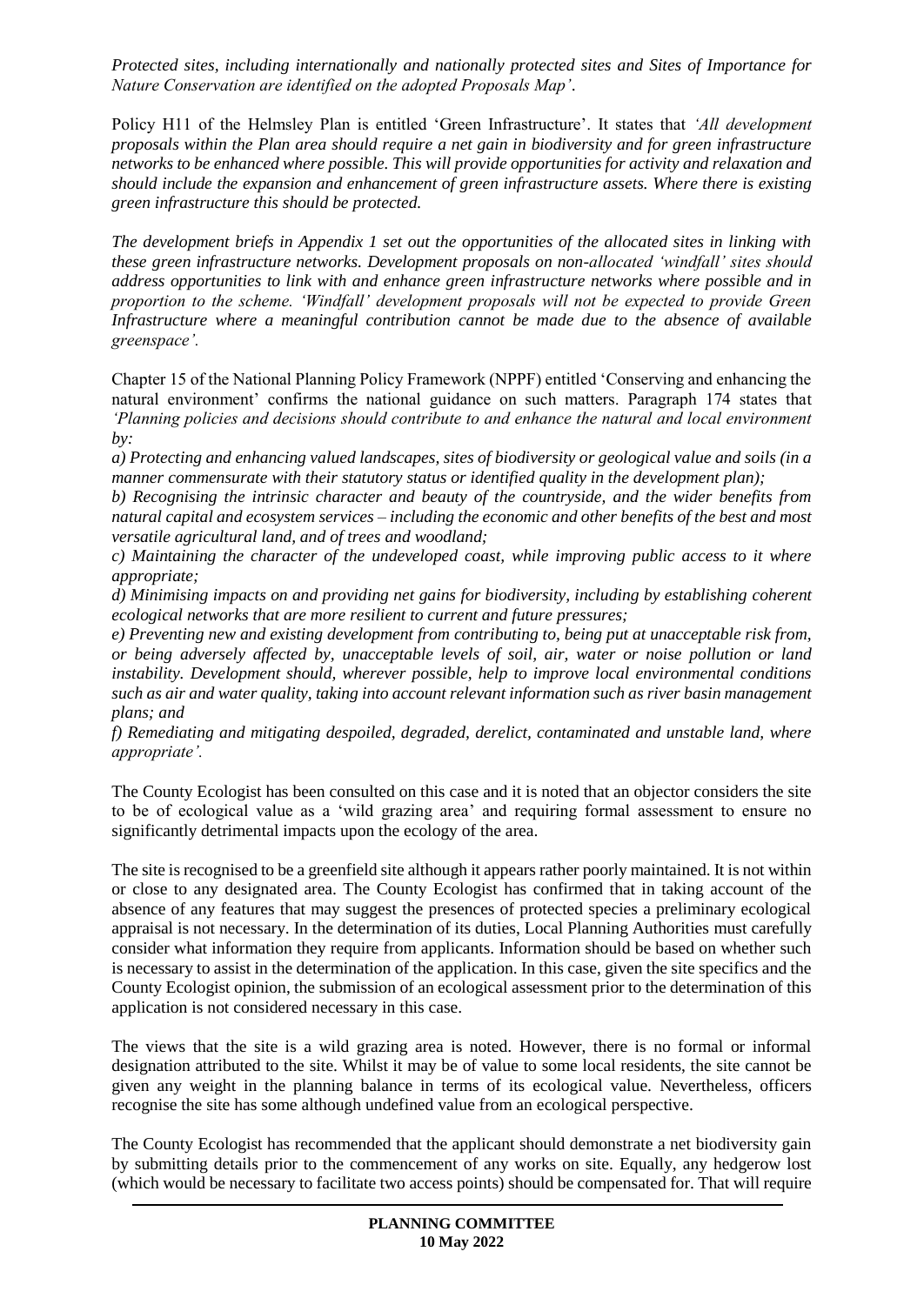*Protected sites, including internationally and nationally protected sites and Sites of Importance for Nature Conservation are identified on the adopted Proposals Map'*.

Policy H11 of the Helmsley Plan is entitled 'Green Infrastructure'. It states that *'All development proposals within the Plan area should require a net gain in biodiversity and for green infrastructure networks to be enhanced where possible. This will provide opportunities for activity and relaxation and should include the expansion and enhancement of green infrastructure assets. Where there is existing green infrastructure this should be protected.*

*The development briefs in Appendix 1 set out the opportunities of the allocated sites in linking with these green infrastructure networks. Development proposals on non-allocated 'windfall' sites should address opportunities to link with and enhance green infrastructure networks where possible and in proportion to the scheme. 'Windfall' development proposals will not be expected to provide Green Infrastructure where a meaningful contribution cannot be made due to the absence of available greenspace'.*

Chapter 15 of the National Planning Policy Framework (NPPF) entitled 'Conserving and enhancing the natural environment' confirms the national guidance on such matters. Paragraph 174 states that *'Planning policies and decisions should contribute to and enhance the natural and local environment by:*

*a) Protecting and enhancing valued landscapes, sites of biodiversity or geological value and soils (in a manner commensurate with their statutory status or identified quality in the development plan);*

*b) Recognising the intrinsic character and beauty of the countryside, and the wider benefits from natural capital and ecosystem services – including the economic and other benefits of the best and most versatile agricultural land, and of trees and woodland;*

*c) Maintaining the character of the undeveloped coast, while improving public access to it where appropriate;*

*d) Minimising impacts on and providing net gains for biodiversity, including by establishing coherent ecological networks that are more resilient to current and future pressures;*

*e) Preventing new and existing development from contributing to, being put at unacceptable risk from, or being adversely affected by, unacceptable levels of soil, air, water or noise pollution or land instability. Development should, wherever possible, help to improve local environmental conditions such as air and water quality, taking into account relevant information such as river basin management plans; and*

*f) Remediating and mitigating despoiled, degraded, derelict, contaminated and unstable land, where appropriate'.*

The County Ecologist has been consulted on this case and it is noted that an objector considers the site to be of ecological value as a 'wild grazing area' and requiring formal assessment to ensure no significantly detrimental impacts upon the ecology of the area.

The site is recognised to be a greenfield site although it appears rather poorly maintained. It is not within or close to any designated area. The County Ecologist has confirmed that in taking account of the absence of any features that may suggest the presences of protected species a preliminary ecological appraisal is not necessary. In the determination of its duties, Local Planning Authorities must carefully consider what information they require from applicants. Information should be based on whether such is necessary to assist in the determination of the application. In this case, given the site specifics and the County Ecologist opinion, the submission of an ecological assessment prior to the determination of this application is not considered necessary in this case.

The views that the site is a wild grazing area is noted. However, there is no formal or informal designation attributed to the site. Whilst it may be of value to some local residents, the site cannot be given any weight in the planning balance in terms of its ecological value. Nevertheless, officers recognise the site has some although undefined value from an ecological perspective.

The County Ecologist has recommended that the applicant should demonstrate a net biodiversity gain by submitting details prior to the commencement of any works on site. Equally, any hedgerow lost (which would be necessary to facilitate two access points) should be compensated for. That will require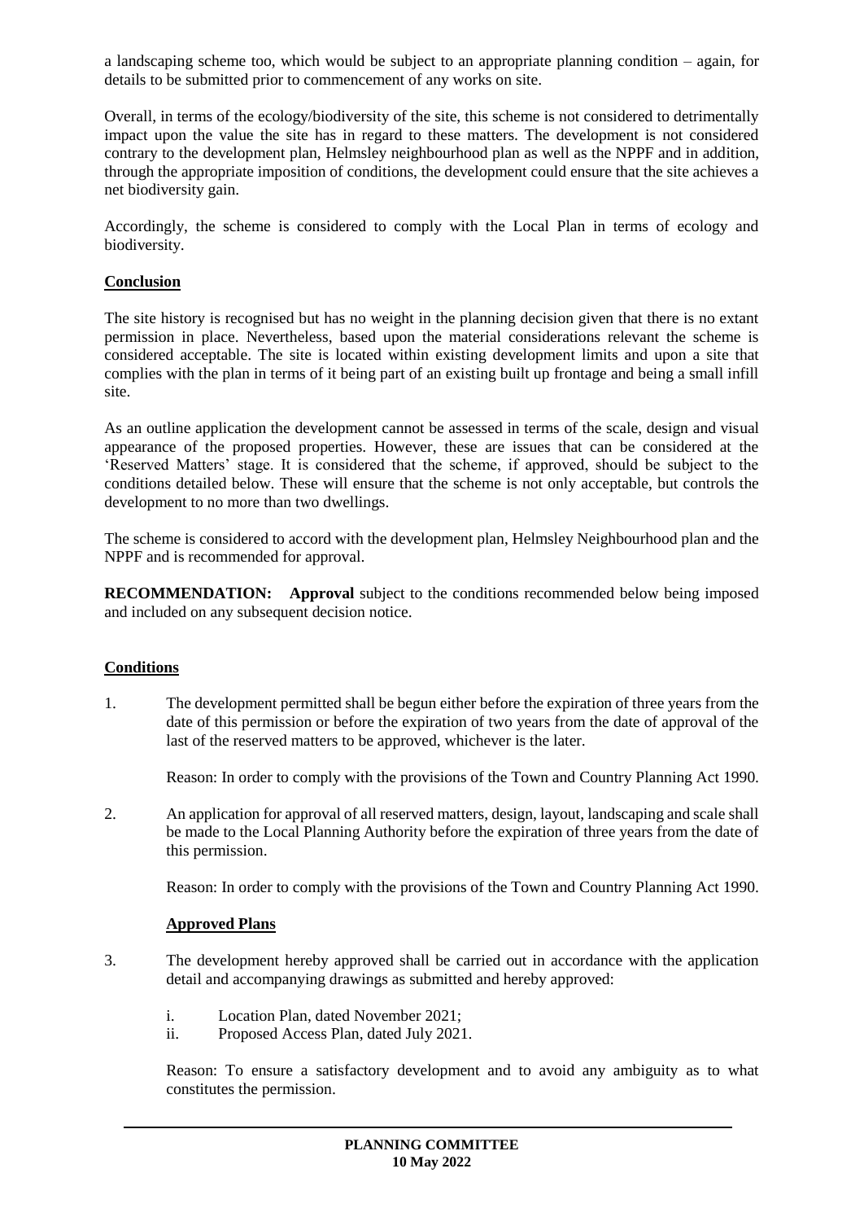a landscaping scheme too, which would be subject to an appropriate planning condition – again, for details to be submitted prior to commencement of any works on site.

Overall, in terms of the ecology/biodiversity of the site, this scheme is not considered to detrimentally impact upon the value the site has in regard to these matters. The development is not considered contrary to the development plan, Helmsley neighbourhood plan as well as the NPPF and in addition, through the appropriate imposition of conditions, the development could ensure that the site achieves a net biodiversity gain.

Accordingly, the scheme is considered to comply with the Local Plan in terms of ecology and biodiversity.

**Conclusion**

The site history is recognised but has no weight in the planning decision given that there is no extant permission in place. Nevertheless, based upon the material considerations relevant the scheme is considered acceptable. The site is located within existing development limits and upon a site that complies with the plan in terms of it being part of an existing built up frontage and being a small infill site.

As an outline application the development cannot be assessed in terms of the scale, design and visual appearance of the proposed properties. However, these are issues that can be considered at the 'Reserved Matters' stage. It is considered that the scheme, if approved, should be subject to the conditions detailed below. These will ensure that the scheme is not only acceptable, but controls the development to no more than two dwellings.

The scheme is considered to accord with the development plan, Helmsley Neighbourhood plan and the NPPF and is recommended for approval.

**RECOMMENDATION:** **Approval** subject to the conditions recommended below being imposed and included on any subsequent decision notice.

**Conditions**

1. The development permitted shall be begun either before the expiration of three years from the date of this permission or before the expiration of two years from the date of approval of the last of the reserved matters to be approved, whichever is the later.

   Reason: In order to comply with the provisions of the Town and Country Planning Act 1990.

2. An application for approval of all reserved matters, design, layout, landscaping and scale shall be made to the Local Planning Authority before the expiration of three years from the date of this permission.

   Reason: In order to comply with the provisions of the Town and Country Planning Act 1990.

**Approved Plans**

3. The development hereby approved shall be carried out in accordance with the application detail and accompanying drawings as submitted and hereby approved:

   i. Location Plan, dated November 2021;
   ii. Proposed Access Plan, dated July 2021.

   Reason: To ensure a satisfactory development and to avoid any ambiguity as to what constitutes the permission.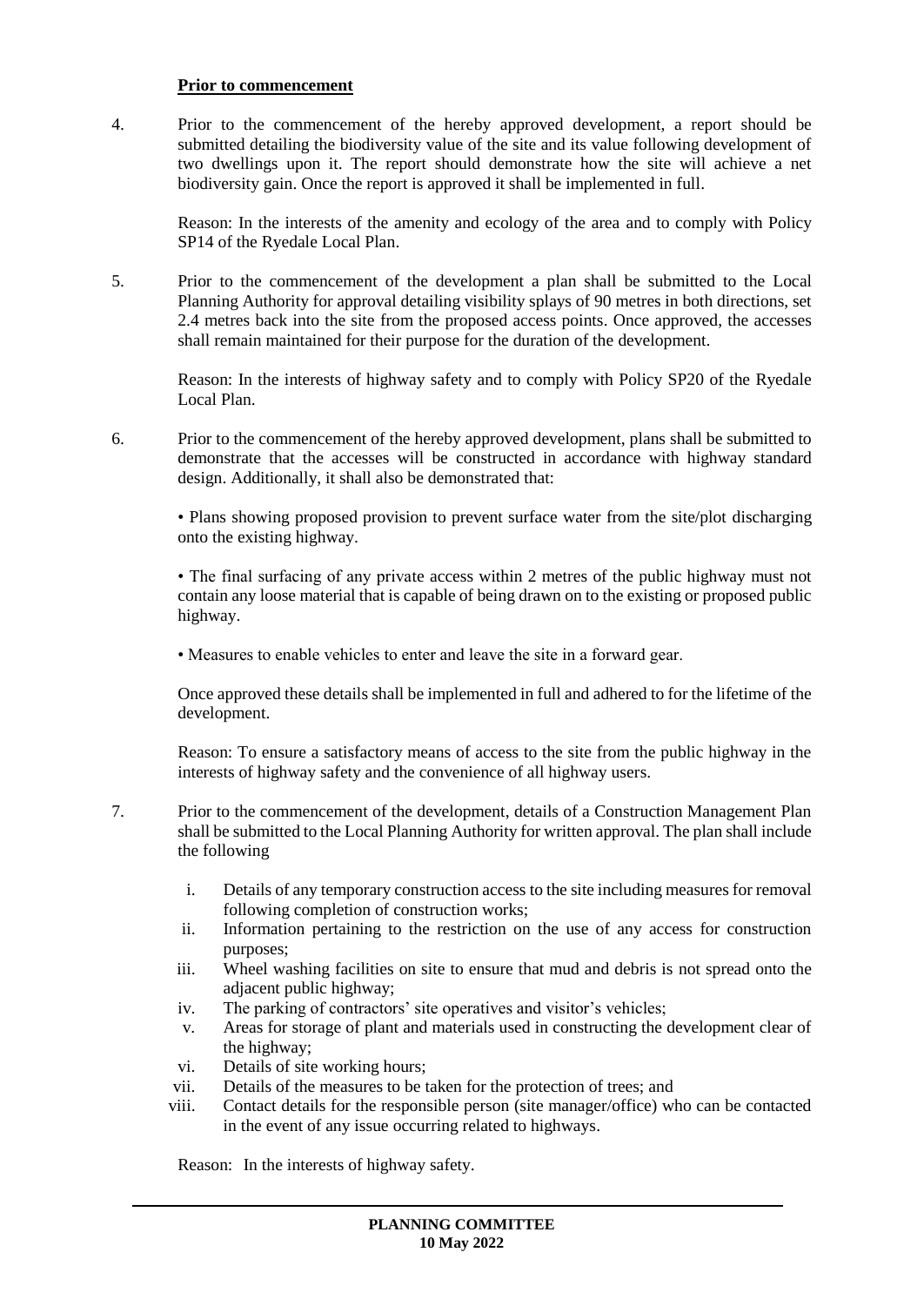**Prior to commencement**

4. Prior to the commencement of the hereby approved development, a report should be submitted detailing the biodiversity value of the site and its value following development of two dwellings upon it. The report should demonstrate how the site will achieve a net biodiversity gain. Once the report is approved it shall be implemented in full.

   Reason: In the interests of the amenity and ecology of the area and to comply with Policy SP14 of the Ryedale Local Plan.

5. Prior to the commencement of the development a plan shall be submitted to the Local Planning Authority for approval detailing visibility splays of 90 metres in both directions, set 2.4 metres back into the site from the proposed access points. Once approved, the accesses shall remain maintained for their purpose for the duration of the development.

   Reason: In the interests of highway safety and to comply with Policy SP20 of the Ryedale Local Plan.

6. Prior to the commencement of the hereby approved development, plans shall be submitted to demonstrate that the accesses will be constructed in accordance with highway standard design. Additionally, it shall also be demonstrated that:

   • Plans showing proposed provision to prevent surface water from the site/plot discharging onto the existing highway.

   • The final surfacing of any private access within 2 metres of the public highway must not contain any loose material that is capable of being drawn on to the existing or proposed public highway.

   • Measures to enable vehicles to enter and leave the site in a forward gear.

   Once approved these details shall be implemented in full and adhered to for the lifetime of the development.

   Reason: To ensure a satisfactory means of access to the site from the public highway in the interests of highway safety and the convenience of all highway users.

7. Prior to the commencement of the development, details of a Construction Management Plan shall be submitted to the Local Planning Authority for written approval. The plan shall include the following

   i. Details of any temporary construction access to the site including measures for removal following completion of construction works;
   ii. Information pertaining to the restriction on the use of any access for construction purposes;
   iii. Wheel washing facilities on site to ensure that mud and debris is not spread onto the adjacent public highway;
   iv. The parking of contractors' site operatives and visitor's vehicles;
   v. Areas for storage of plant and materials used in constructing the development clear of the highway;
   vi. Details of site working hours;
   vii. Details of the measures to be taken for the protection of trees; and
   viii. Contact details for the responsible person (site manager/office) who can be contacted in the event of any issue occurring related to highways.

   Reason: In the interests of highway safety.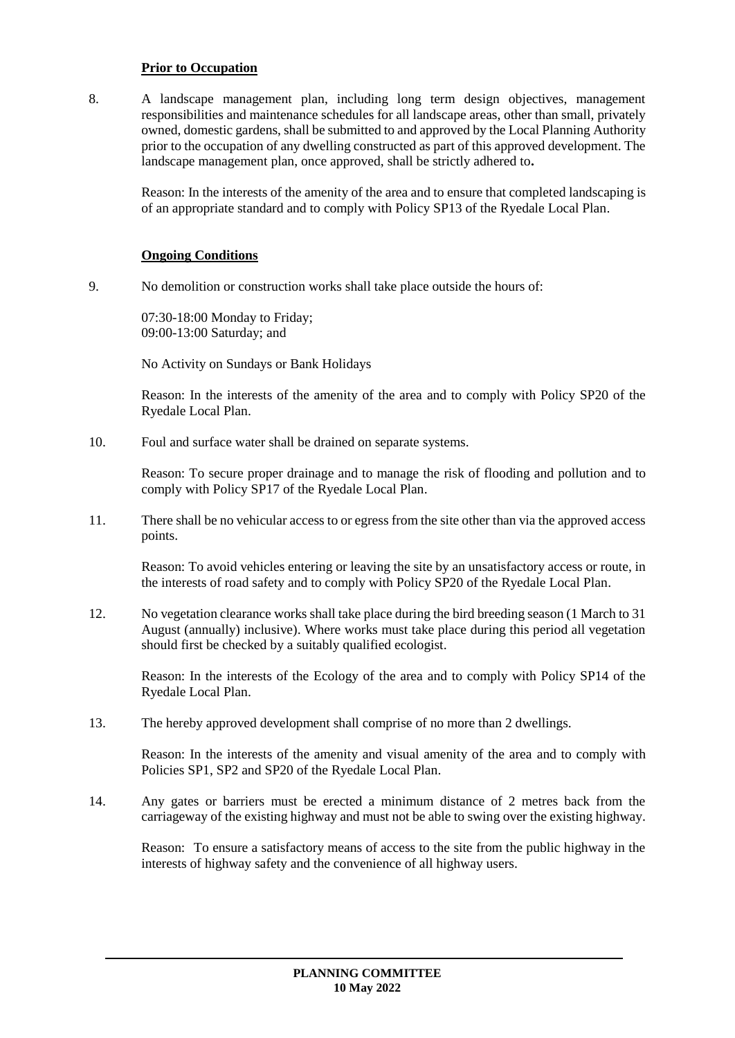**Prior to Occupation**

8. A landscape management plan, including long term design objectives, management responsibilities and maintenance schedules for all landscape areas, other than small, privately owned, domestic gardens, shall be submitted to and approved by the Local Planning Authority prior to the occupation of any dwelling constructed as part of this approved development. The landscape management plan, once approved, shall be strictly adhered to**.**

   Reason: In the interests of the amenity of the area and to ensure that completed landscaping is of an appropriate standard and to comply with Policy SP13 of the Ryedale Local Plan.

**Ongoing Conditions**

9. No demolition or construction works shall take place outside the hours of:

   07:30-18:00 Monday to Friday;
   09:00-13:00 Saturday; and

   No Activity on Sundays or Bank Holidays

   Reason: In the interests of the amenity of the area and to comply with Policy SP20 of the Ryedale Local Plan.

10. Foul and surface water shall be drained on separate systems.

    Reason: To secure proper drainage and to manage the risk of flooding and pollution and to comply with Policy SP17 of the Ryedale Local Plan.

11. There shall be no vehicular access to or egress from the site other than via the approved access points.

    Reason: To avoid vehicles entering or leaving the site by an unsatisfactory access or route, in the interests of road safety and to comply with Policy SP20 of the Ryedale Local Plan.

12. No vegetation clearance works shall take place during the bird breeding season (1 March to 31 August (annually) inclusive). Where works must take place during this period all vegetation should first be checked by a suitably qualified ecologist.

    Reason: In the interests of the Ecology of the area and to comply with Policy SP14 of the Ryedale Local Plan.

13. The hereby approved development shall comprise of no more than 2 dwellings.

    Reason: In the interests of the amenity and visual amenity of the area and to comply with Policies SP1, SP2 and SP20 of the Ryedale Local Plan.

14. Any gates or barriers must be erected a minimum distance of 2 metres back from the carriageway of the existing highway and must not be able to swing over the existing highway.

    Reason: To ensure a satisfactory means of access to the site from the public highway in the interests of highway safety and the convenience of all highway users.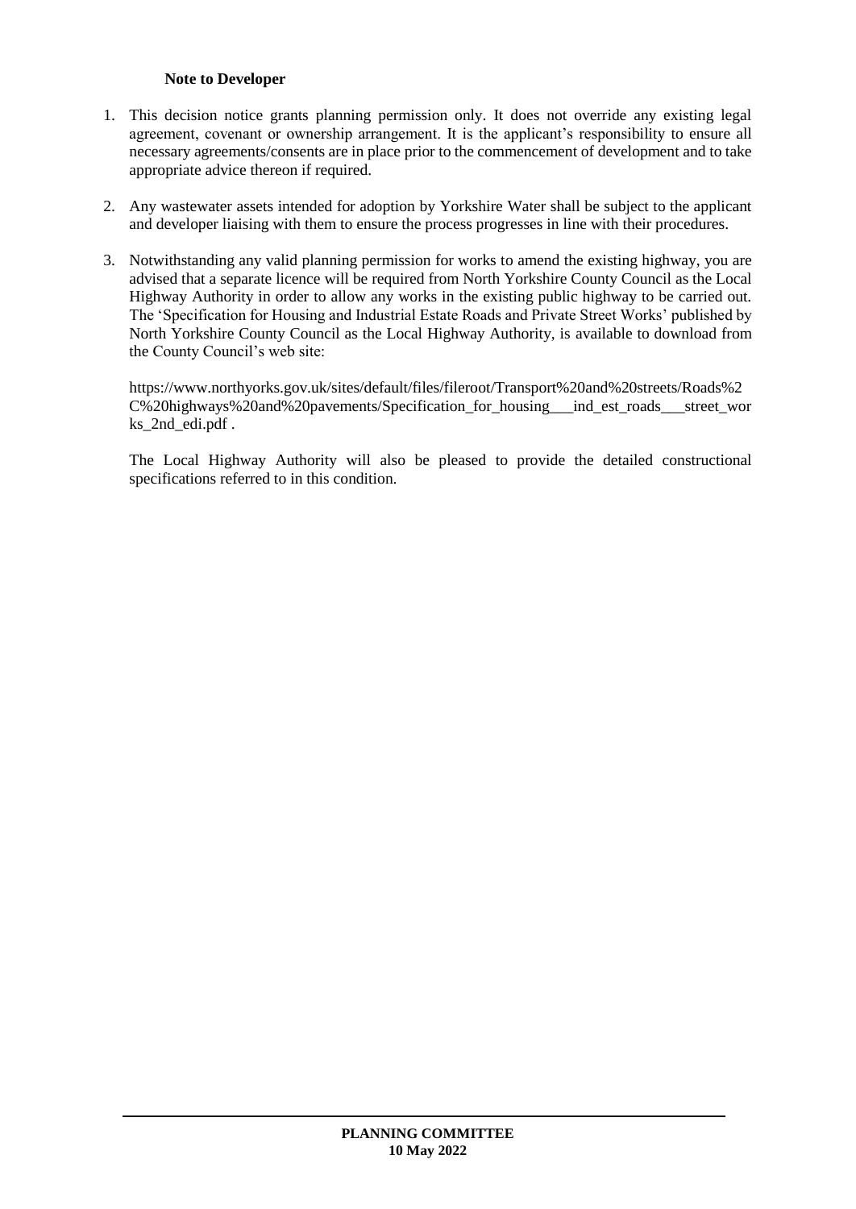**Note to Developer**

1. This decision notice grants planning permission only. It does not override any existing legal agreement, covenant or ownership arrangement. It is the applicant's responsibility to ensure all necessary agreements/consents are in place prior to the commencement of development and to take appropriate advice thereon if required.

2. Any wastewater assets intended for adoption by Yorkshire Water shall be subject to the applicant and developer liaising with them to ensure the process progresses in line with their procedures.

3. Notwithstanding any valid planning permission for works to amend the existing highway, you are advised that a separate licence will be required from North Yorkshire County Council as the Local Highway Authority in order to allow any works in the existing public highway to be carried out. The 'Specification for Housing and Industrial Estate Roads and Private Street Works' published by North Yorkshire County Council as the Local Highway Authority, is available to download from the County Council's web site:

   https://www.northyorks.gov.uk/sites/default/files/fileroot/Transport%20and%20streets/Roads%2C%20highways%20and%20pavements/Specification_for_housing___ind_est_roads___street_works_2nd_edi.pdf .

   The Local Highway Authority will also be pleased to provide the detailed constructional specifications referred to in this condition.